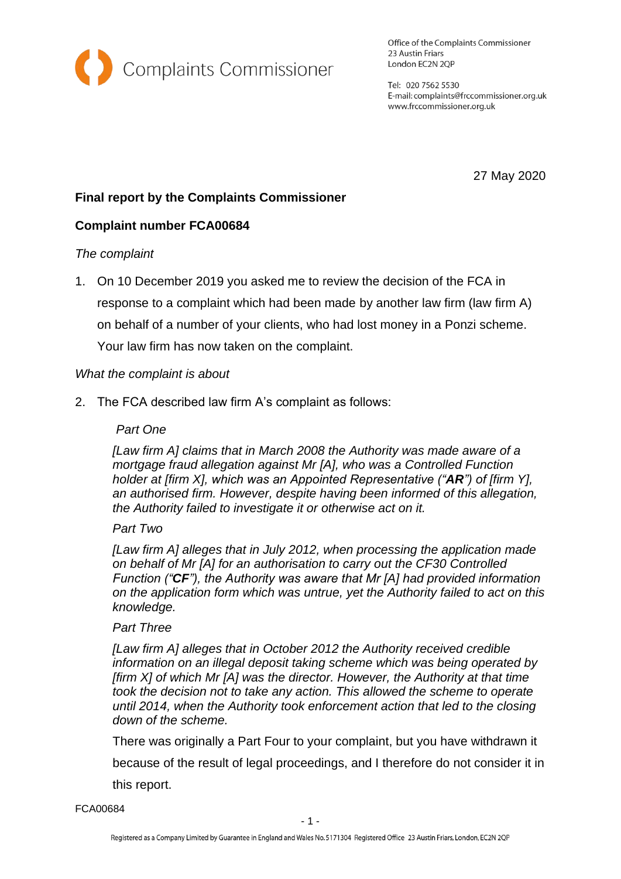Complaints Commissioner

Office of the Complaints Commissioner
23 Austin Friars
London EC2N 2QP

Tel: 020 7562 5530
E-mail: complaints@frccommissioner.org.uk
www.frccommissioner.org.uk

27 May 2020

**Final report by the Complaints Commissioner**

**Complaint number FCA00684**

*The complaint*

1. On 10 December 2019 you asked me to review the decision of the FCA in response to a complaint which had been made by another law firm (law firm A) on behalf of a number of your clients, who had lost money in a Ponzi scheme. Your law firm has now taken on the complaint.

*What the complaint is about*

2. The FCA described law firm A's complaint as follows:

   *Part One*

   *[Law firm A] claims that in March 2008 the Authority was made aware of a mortgage fraud allegation against Mr [A], who was a Controlled Function holder at [firm X], which was an Appointed Representative ("**AR**") of [firm Y], an authorised firm. However, despite having been informed of this allegation, the Authority failed to investigate it or otherwise act on it.*

   *Part Two*

   *[Law firm A] alleges that in July 2012, when processing the application made on behalf of Mr [A] for an authorisation to carry out the CF30 Controlled Function ("**CF**"), the Authority was aware that Mr [A] had provided information on the application form which was untrue, yet the Authority failed to act on this knowledge.*

   *Part Three*

   *[Law firm A] alleges that in October 2012 the Authority received credible information on an illegal deposit taking scheme which was being operated by [firm X] of which Mr [A] was the director. However, the Authority at that time took the decision not to take any action. This allowed the scheme to operate until 2014, when the Authority took enforcement action that led to the closing down of the scheme.*

   There was originally a Part Four to your complaint, but you have withdrawn it because of the result of legal proceedings, and I therefore do not consider it in this report.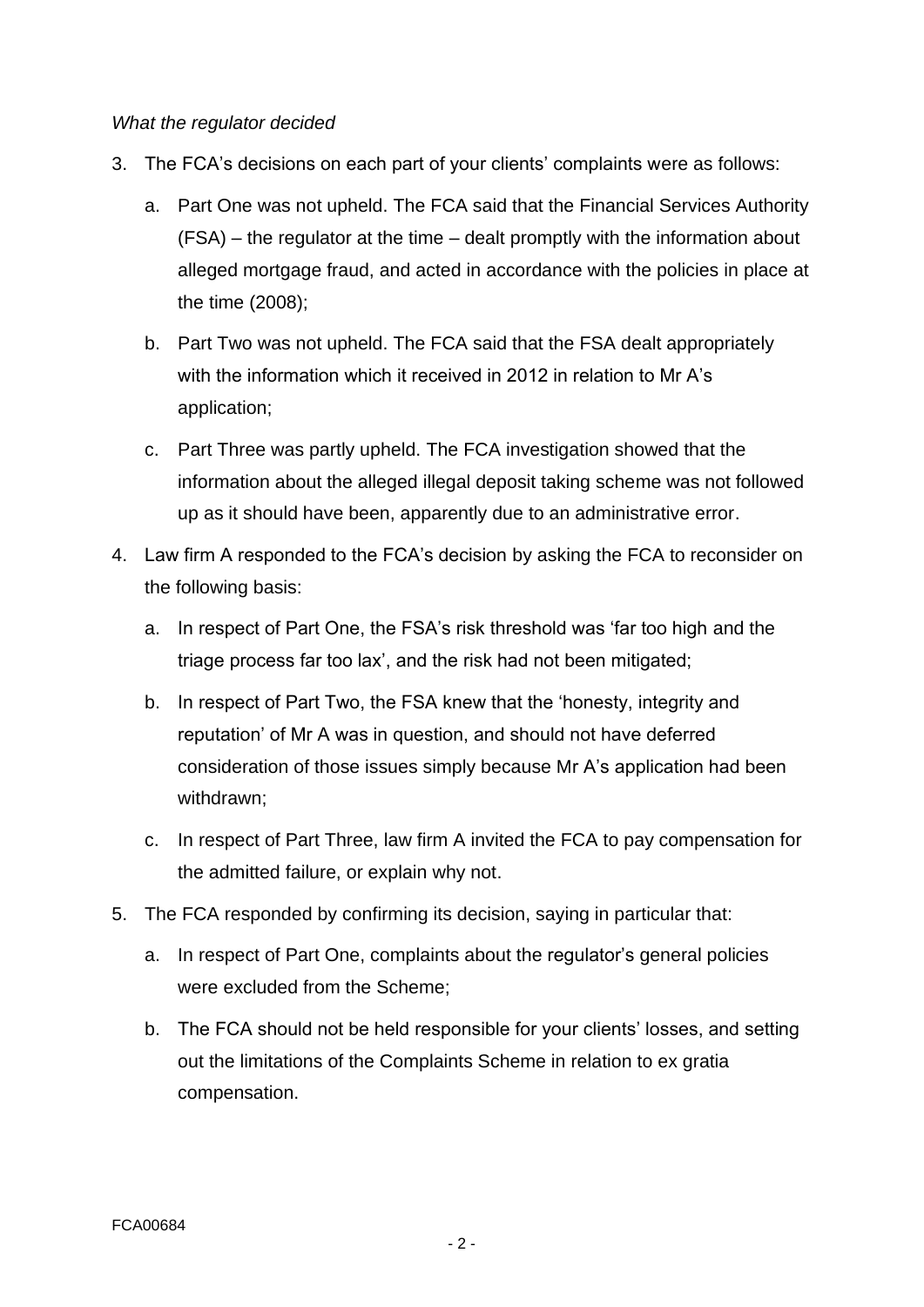*What the regulator decided*

3. The FCA's decisions on each part of your clients' complaints were as follows:
   a. Part One was not upheld. The FCA said that the Financial Services Authority (FSA) – the regulator at the time – dealt promptly with the information about alleged mortgage fraud, and acted in accordance with the policies in place at the time (2008);
   b. Part Two was not upheld. The FCA said that the FSA dealt appropriately with the information which it received in 2012 in relation to Mr A's application;
   c. Part Three was partly upheld. The FCA investigation showed that the information about the alleged illegal deposit taking scheme was not followed up as it should have been, apparently due to an administrative error.
4. Law firm A responded to the FCA's decision by asking the FCA to reconsider on the following basis:
   a. In respect of Part One, the FSA's risk threshold was 'far too high and the triage process far too lax', and the risk had not been mitigated;
   b. In respect of Part Two, the FSA knew that the 'honesty, integrity and reputation' of Mr A was in question, and should not have deferred consideration of those issues simply because Mr A's application had been withdrawn;
   c. In respect of Part Three, law firm A invited the FCA to pay compensation for the admitted failure, or explain why not.
5. The FCA responded by confirming its decision, saying in particular that:
   a. In respect of Part One, complaints about the regulator's general policies were excluded from the Scheme;
   b. The FCA should not be held responsible for your clients' losses, and setting out the limitations of the Complaints Scheme in relation to ex gratia compensation.

FCA00684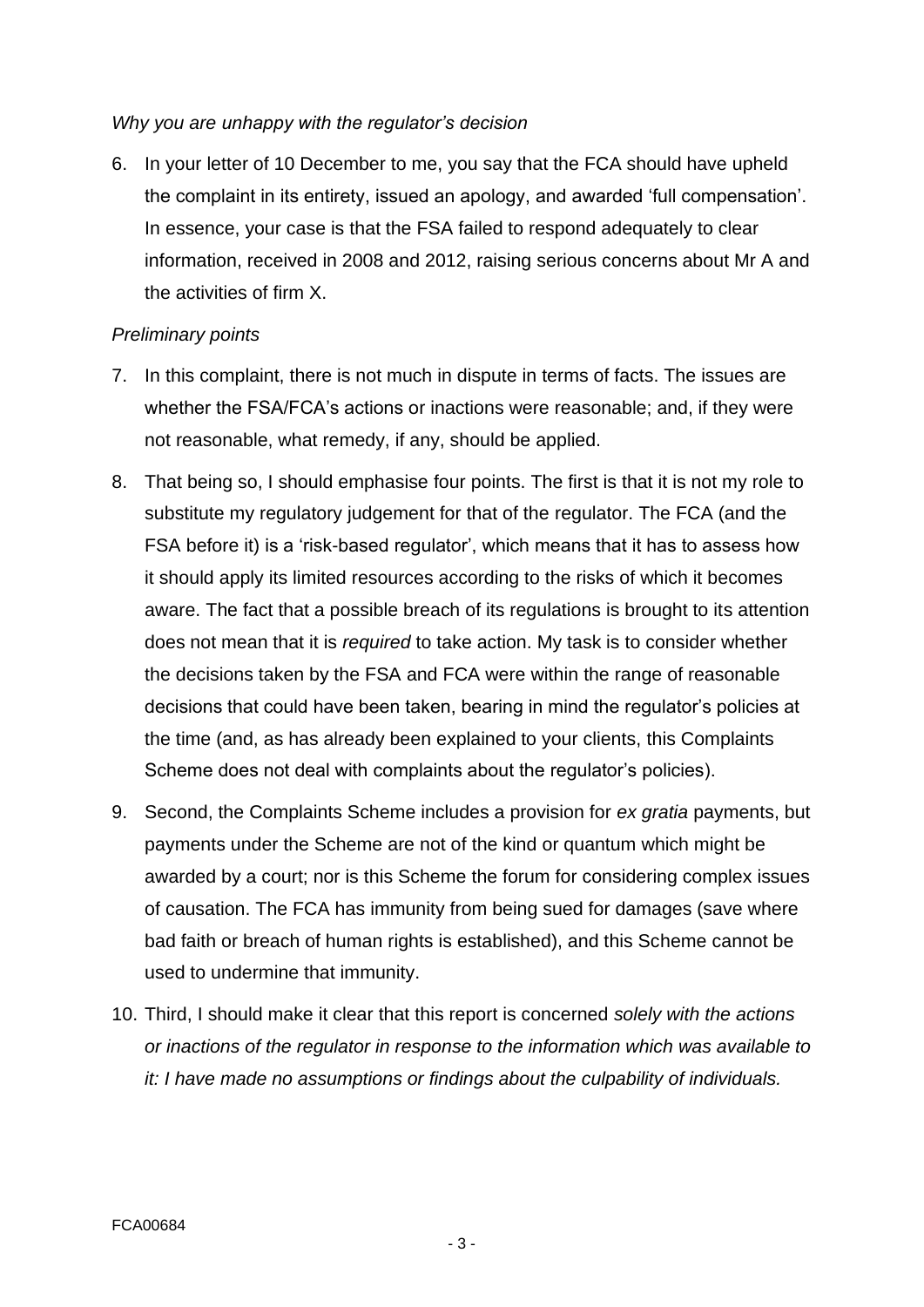*Why you are unhappy with the regulator's decision*

6. In your letter of 10 December to me, you say that the FCA should have upheld the complaint in its entirety, issued an apology, and awarded 'full compensation'. In essence, your case is that the FSA failed to respond adequately to clear information, received in 2008 and 2012, raising serious concerns about Mr A and the activities of firm X.

*Preliminary points*

7. In this complaint, there is not much in dispute in terms of facts. The issues are whether the FSA/FCA's actions or inactions were reasonable; and, if they were not reasonable, what remedy, if any, should be applied.

8. That being so, I should emphasise four points. The first is that it is not my role to substitute my regulatory judgement for that of the regulator. The FCA (and the FSA before it) is a 'risk-based regulator', which means that it has to assess how it should apply its limited resources according to the risks of which it becomes aware. The fact that a possible breach of its regulations is brought to its attention does not mean that it is *required* to take action. My task is to consider whether the decisions taken by the FSA and FCA were within the range of reasonable decisions that could have been taken, bearing in mind the regulator's policies at the time (and, as has already been explained to your clients, this Complaints Scheme does not deal with complaints about the regulator's policies).

9. Second, the Complaints Scheme includes a provision for *ex gratia* payments, but payments under the Scheme are not of the kind or quantum which might be awarded by a court; nor is this Scheme the forum for considering complex issues of causation. The FCA has immunity from being sued for damages (save where bad faith or breach of human rights is established), and this Scheme cannot be used to undermine that immunity.

10. Third, I should make it clear that this report is concerned *solely with the actions or inactions of the regulator in response to the information which was available to it: I have made no assumptions or findings about the culpability of individuals.*

FCA00684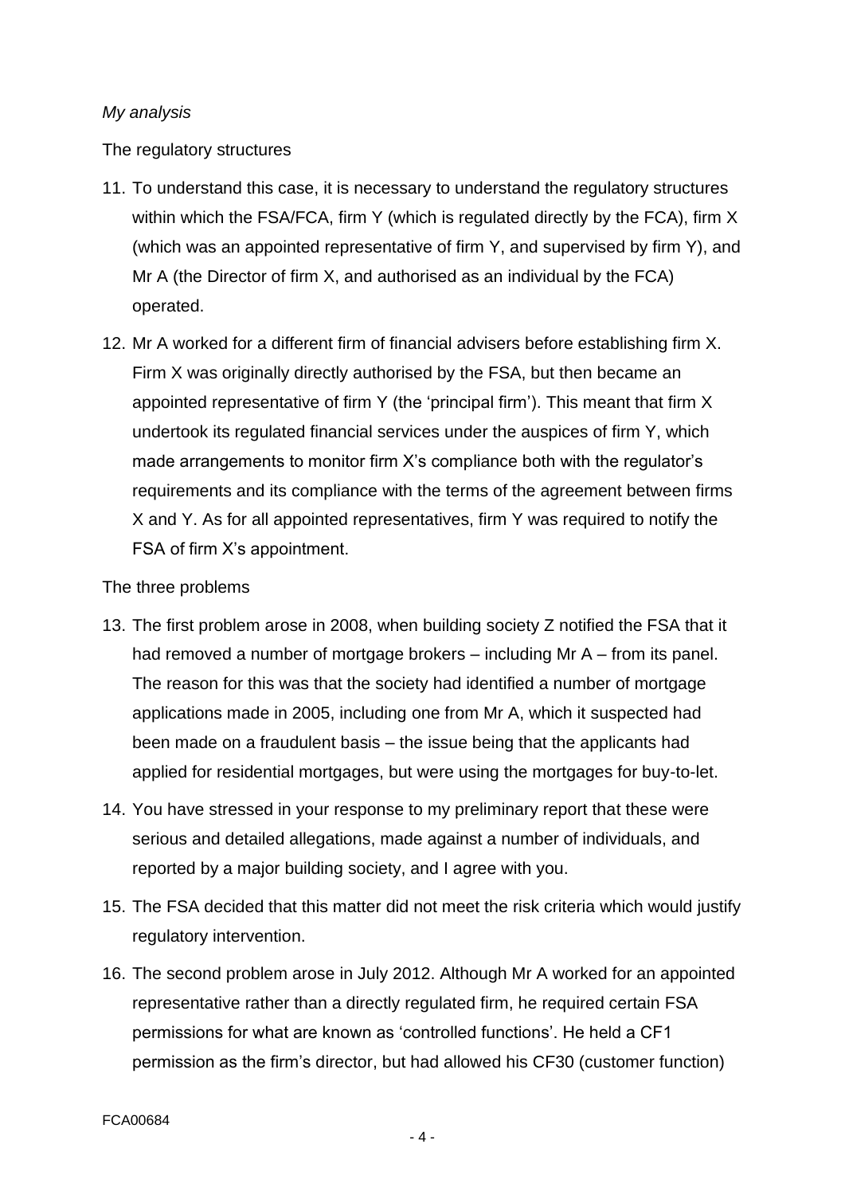*My analysis*

The regulatory structures

11. To understand this case, it is necessary to understand the regulatory structures within which the FSA/FCA, firm Y (which is regulated directly by the FCA), firm X (which was an appointed representative of firm Y, and supervised by firm Y), and Mr A (the Director of firm X, and authorised as an individual by the FCA) operated.

12. Mr A worked for a different firm of financial advisers before establishing firm X. Firm X was originally directly authorised by the FSA, but then became an appointed representative of firm Y (the 'principal firm'). This meant that firm X undertook its regulated financial services under the auspices of firm Y, which made arrangements to monitor firm X's compliance both with the regulator's requirements and its compliance with the terms of the agreement between firms X and Y. As for all appointed representatives, firm Y was required to notify the FSA of firm X's appointment.

The three problems

13. The first problem arose in 2008, when building society Z notified the FSA that it had removed a number of mortgage brokers – including Mr A – from its panel. The reason for this was that the society had identified a number of mortgage applications made in 2005, including one from Mr A, which it suspected had been made on a fraudulent basis – the issue being that the applicants had applied for residential mortgages, but were using the mortgages for buy-to-let.

14. You have stressed in your response to my preliminary report that these were serious and detailed allegations, made against a number of individuals, and reported by a major building society, and I agree with you.

15. The FSA decided that this matter did not meet the risk criteria which would justify regulatory intervention.

16. The second problem arose in July 2012. Although Mr A worked for an appointed representative rather than a directly regulated firm, he required certain FSA permissions for what are known as 'controlled functions'. He held a CF1 permission as the firm's director, but had allowed his CF30 (customer function)

FCA00684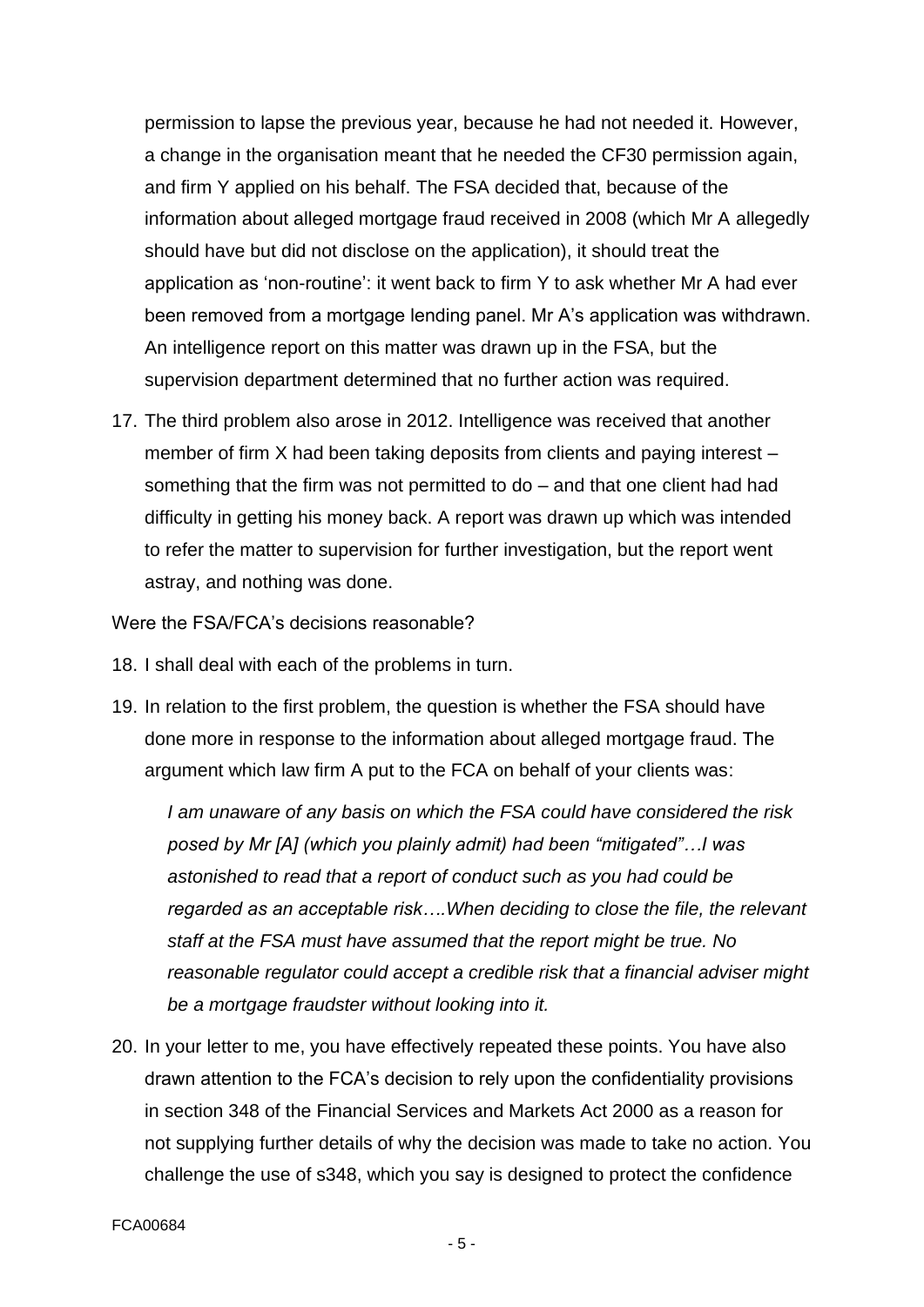permission to lapse the previous year, because he had not needed it. However, a change in the organisation meant that he needed the CF30 permission again, and firm Y applied on his behalf. The FSA decided that, because of the information about alleged mortgage fraud received in 2008 (which Mr A allegedly should have but did not disclose on the application), it should treat the application as 'non-routine': it went back to firm Y to ask whether Mr A had ever been removed from a mortgage lending panel. Mr A's application was withdrawn. An intelligence report on this matter was drawn up in the FSA, but the supervision department determined that no further action was required.

17. The third problem also arose in 2012. Intelligence was received that another member of firm X had been taking deposits from clients and paying interest – something that the firm was not permitted to do – and that one client had had difficulty in getting his money back. A report was drawn up which was intended to refer the matter to supervision for further investigation, but the report went astray, and nothing was done.

Were the FSA/FCA's decisions reasonable?

18. I shall deal with each of the problems in turn.

19. In relation to the first problem, the question is whether the FSA should have done more in response to the information about alleged mortgage fraud. The argument which law firm A put to the FCA on behalf of your clients was:

    *I am unaware of any basis on which the FSA could have considered the risk posed by Mr [A] (which you plainly admit) had been "mitigated"…I was astonished to read that a report of conduct such as you had could be regarded as an acceptable risk….When deciding to close the file, the relevant staff at the FSA must have assumed that the report might be true. No reasonable regulator could accept a credible risk that a financial adviser might be a mortgage fraudster without looking into it.*

20. In your letter to me, you have effectively repeated these points. You have also drawn attention to the FCA's decision to rely upon the confidentiality provisions in section 348 of the Financial Services and Markets Act 2000 as a reason for not supplying further details of why the decision was made to take no action. You challenge the use of s348, which you say is designed to protect the confidence

FCA00684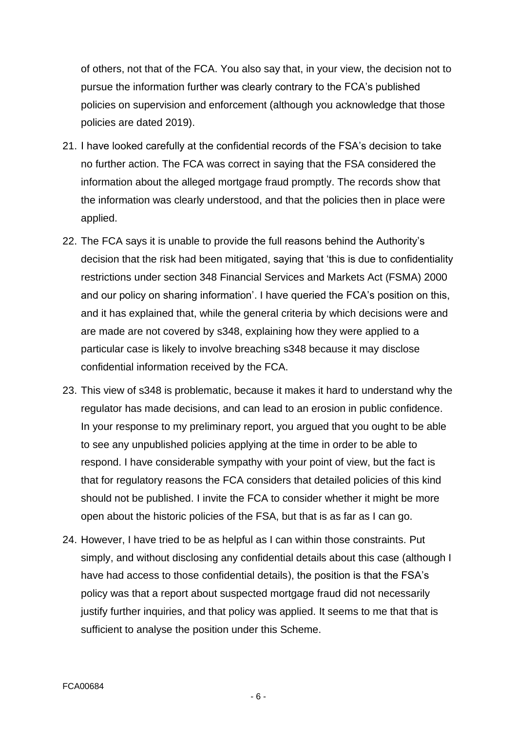of others, not that of the FCA. You also say that, in your view, the decision not to pursue the information further was clearly contrary to the FCA's published policies on supervision and enforcement (although you acknowledge that those policies are dated 2019).

21. I have looked carefully at the confidential records of the FSA's decision to take no further action. The FCA was correct in saying that the FSA considered the information about the alleged mortgage fraud promptly. The records show that the information was clearly understood, and that the policies then in place were applied.

22. The FCA says it is unable to provide the full reasons behind the Authority's decision that the risk had been mitigated, saying that 'this is due to confidentiality restrictions under section 348 Financial Services and Markets Act (FSMA) 2000 and our policy on sharing information'. I have queried the FCA's position on this, and it has explained that, while the general criteria by which decisions were and are made are not covered by s348, explaining how they were applied to a particular case is likely to involve breaching s348 because it may disclose confidential information received by the FCA.

23. This view of s348 is problematic, because it makes it hard to understand why the regulator has made decisions, and can lead to an erosion in public confidence. In your response to my preliminary report, you argued that you ought to be able to see any unpublished policies applying at the time in order to be able to respond. I have considerable sympathy with your point of view, but the fact is that for regulatory reasons the FCA considers that detailed policies of this kind should not be published. I invite the FCA to consider whether it might be more open about the historic policies of the FSA, but that is as far as I can go.

24. However, I have tried to be as helpful as I can within those constraints. Put simply, and without disclosing any confidential details about this case (although I have had access to those confidential details), the position is that the FSA's policy was that a report about suspected mortgage fraud did not necessarily justify further inquiries, and that policy was applied. It seems to me that that is sufficient to analyse the position under this Scheme.

FCA00684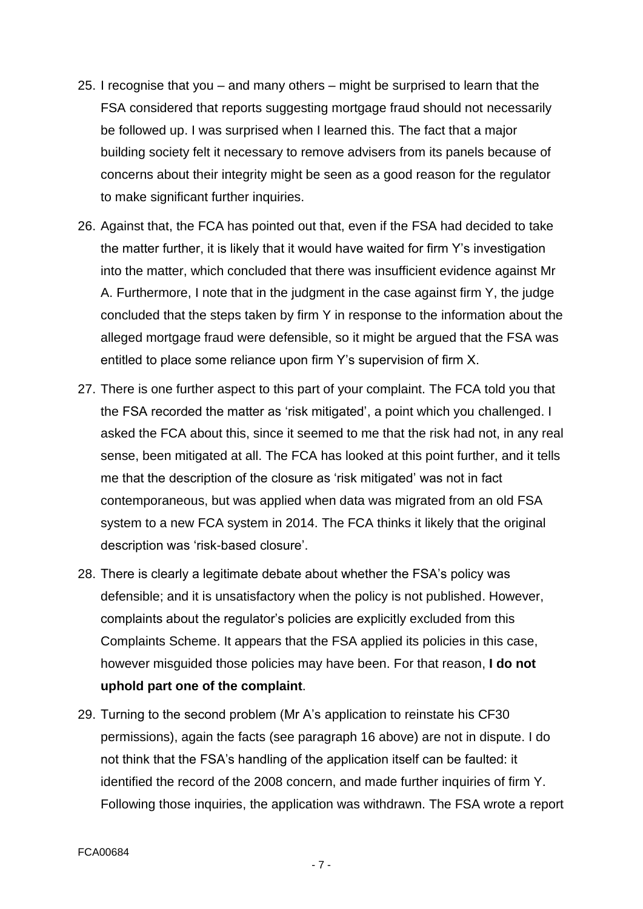25. I recognise that you – and many others – might be surprised to learn that the FSA considered that reports suggesting mortgage fraud should not necessarily be followed up. I was surprised when I learned this. The fact that a major building society felt it necessary to remove advisers from its panels because of concerns about their integrity might be seen as a good reason for the regulator to make significant further inquiries.

26. Against that, the FCA has pointed out that, even if the FSA had decided to take the matter further, it is likely that it would have waited for firm Y's investigation into the matter, which concluded that there was insufficient evidence against Mr A. Furthermore, I note that in the judgment in the case against firm Y, the judge concluded that the steps taken by firm Y in response to the information about the alleged mortgage fraud were defensible, so it might be argued that the FSA was entitled to place some reliance upon firm Y's supervision of firm X.

27. There is one further aspect to this part of your complaint. The FCA told you that the FSA recorded the matter as 'risk mitigated', a point which you challenged. I asked the FCA about this, since it seemed to me that the risk had not, in any real sense, been mitigated at all. The FCA has looked at this point further, and it tells me that the description of the closure as 'risk mitigated' was not in fact contemporaneous, but was applied when data was migrated from an old FSA system to a new FCA system in 2014. The FCA thinks it likely that the original description was 'risk-based closure'.

28. There is clearly a legitimate debate about whether the FSA's policy was defensible; and it is unsatisfactory when the policy is not published. However, complaints about the regulator's policies are explicitly excluded from this Complaints Scheme. It appears that the FSA applied its policies in this case, however misguided those policies may have been. For that reason, **I do not uphold part one of the complaint**.

29. Turning to the second problem (Mr A's application to reinstate his CF30 permissions), again the facts (see paragraph 16 above) are not in dispute. I do not think that the FSA's handling of the application itself can be faulted: it identified the record of the 2008 concern, and made further inquiries of firm Y. Following those inquiries, the application was withdrawn. The FSA wrote a report

FCA00684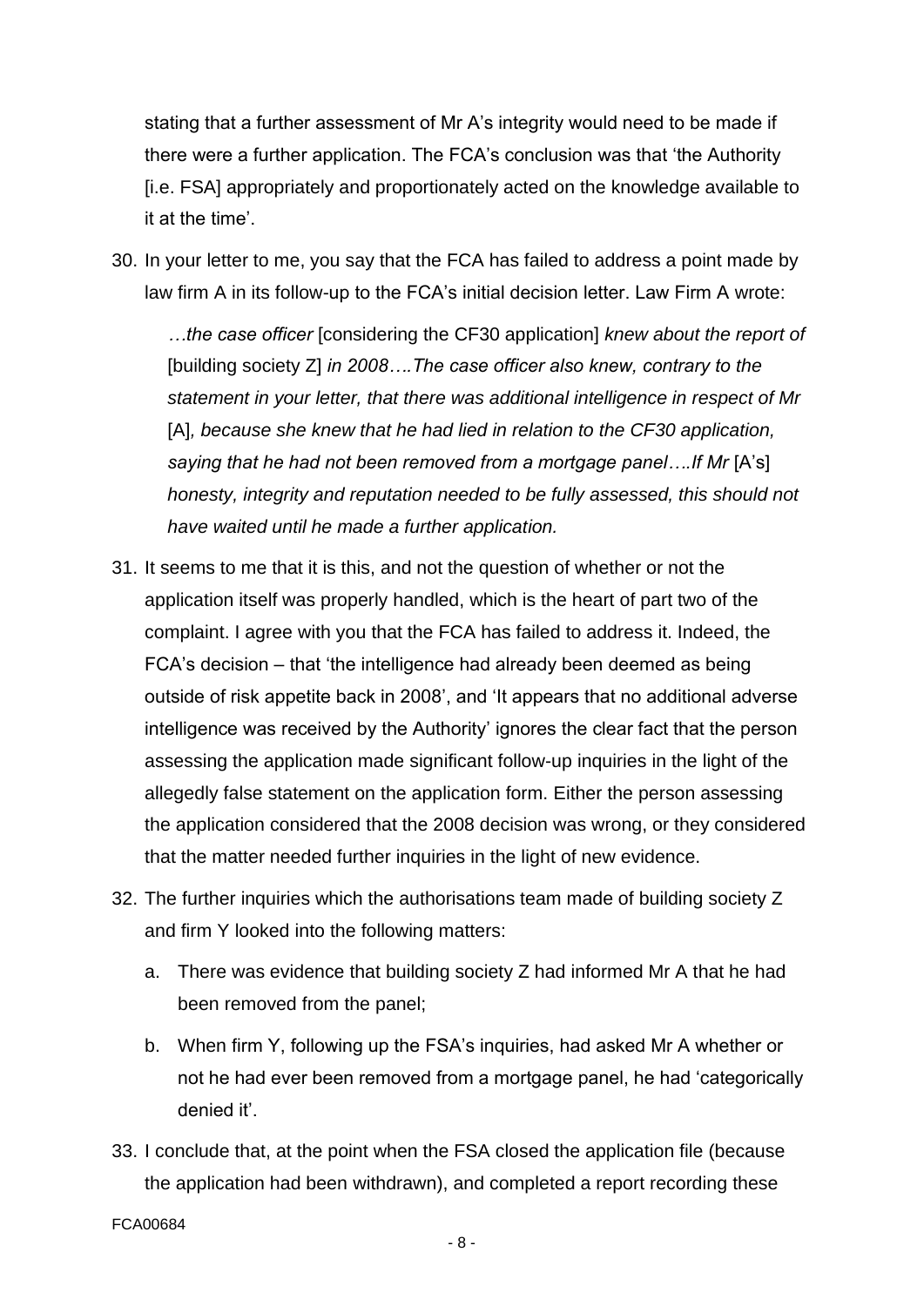stating that a further assessment of Mr A's integrity would need to be made if there were a further application. The FCA's conclusion was that 'the Authority [i.e. FSA] appropriately and proportionately acted on the knowledge available to it at the time'.

30. In your letter to me, you say that the FCA has failed to address a point made by law firm A in its follow-up to the FCA's initial decision letter. Law Firm A wrote:

    *…the case officer* [considering the CF30 application] *knew about the report of* [building society Z] *in 2008….The case officer also knew, contrary to the statement in your letter, that there was additional intelligence in respect of Mr* [A]*, because she knew that he had lied in relation to the CF30 application, saying that he had not been removed from a mortgage panel….If Mr* [A's] *honesty, integrity and reputation needed to be fully assessed, this should not have waited until he made a further application.*

31. It seems to me that it is this, and not the question of whether or not the application itself was properly handled, which is the heart of part two of the complaint. I agree with you that the FCA has failed to address it. Indeed, the FCA's decision – that 'the intelligence had already been deemed as being outside of risk appetite back in 2008', and 'It appears that no additional adverse intelligence was received by the Authority' ignores the clear fact that the person assessing the application made significant follow-up inquiries in the light of the allegedly false statement on the application form. Either the person assessing the application considered that the 2008 decision was wrong, or they considered that the matter needed further inquiries in the light of new evidence.

32. The further inquiries which the authorisations team made of building society Z and firm Y looked into the following matters:

    a. There was evidence that building society Z had informed Mr A that he had been removed from the panel;

    b. When firm Y, following up the FSA's inquiries, had asked Mr A whether or not he had ever been removed from a mortgage panel, he had 'categorically denied it'.

33. I conclude that, at the point when the FSA closed the application file (because the application had been withdrawn), and completed a report recording these

FCA00684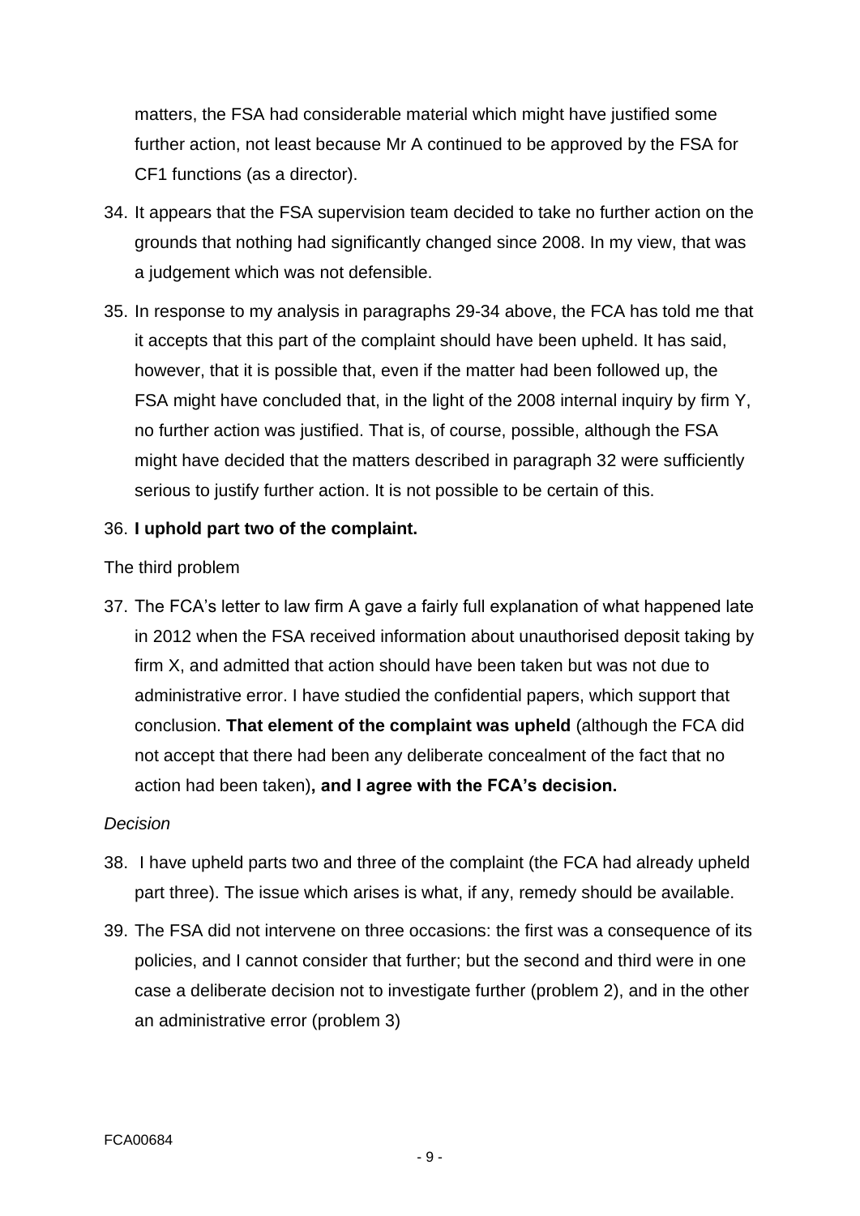matters, the FSA had considerable material which might have justified some further action, not least because Mr A continued to be approved by the FSA for CF1 functions (as a director).

34. It appears that the FSA supervision team decided to take no further action on the grounds that nothing had significantly changed since 2008. In my view, that was a judgement which was not defensible.

35. In response to my analysis in paragraphs 29-34 above, the FCA has told me that it accepts that this part of the complaint should have been upheld. It has said, however, that it is possible that, even if the matter had been followed up, the FSA might have concluded that, in the light of the 2008 internal inquiry by firm Y, no further action was justified. That is, of course, possible, although the FSA might have decided that the matters described in paragraph 32 were sufficiently serious to justify further action. It is not possible to be certain of this.

36. **I uphold part two of the complaint.**

The third problem

37. The FCA's letter to law firm A gave a fairly full explanation of what happened late in 2012 when the FSA received information about unauthorised deposit taking by firm X, and admitted that action should have been taken but was not due to administrative error. I have studied the confidential papers, which support that conclusion. **That element of the complaint was upheld** (although the FCA did not accept that there had been any deliberate concealment of the fact that no action had been taken)**, and I agree with the FCA's decision.**

*Decision*

38. I have upheld parts two and three of the complaint (the FCA had already upheld part three). The issue which arises is what, if any, remedy should be available.

39. The FSA did not intervene on three occasions: the first was a consequence of its policies, and I cannot consider that further; but the second and third were in one case a deliberate decision not to investigate further (problem 2), and in the other an administrative error (problem 3)

FCA00684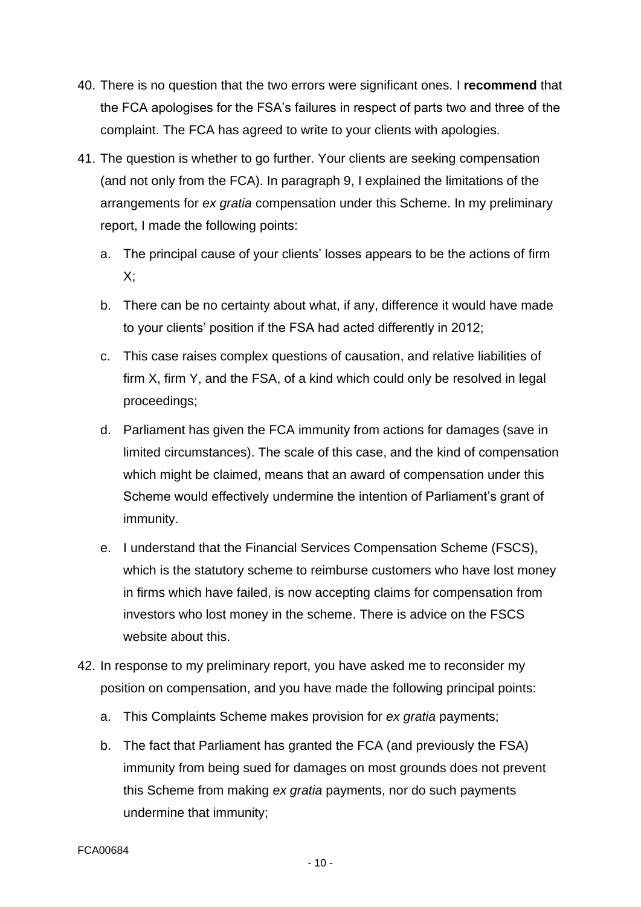40. There is no question that the two errors were significant ones. I **recommend** that the FCA apologises for the FSA's failures in respect of parts two and three of the complaint. The FCA has agreed to write to your clients with apologies.

41. The question is whether to go further. Your clients are seeking compensation (and not only from the FCA). In paragraph 9, I explained the limitations of the arrangements for *ex gratia* compensation under this Scheme. In my preliminary report, I made the following points:

    a. The principal cause of your clients' losses appears to be the actions of firm X;

    b. There can be no certainty about what, if any, difference it would have made to your clients' position if the FSA had acted differently in 2012;

    c. This case raises complex questions of causation, and relative liabilities of firm X, firm Y, and the FSA, of a kind which could only be resolved in legal proceedings;

    d. Parliament has given the FCA immunity from actions for damages (save in limited circumstances). The scale of this case, and the kind of compensation which might be claimed, means that an award of compensation under this Scheme would effectively undermine the intention of Parliament's grant of immunity.

    e. I understand that the Financial Services Compensation Scheme (FSCS), which is the statutory scheme to reimburse customers who have lost money in firms which have failed, is now accepting claims for compensation from investors who lost money in the scheme. There is advice on the FSCS website about this.

42. In response to my preliminary report, you have asked me to reconsider my position on compensation, and you have made the following principal points:

    a. This Complaints Scheme makes provision for *ex gratia* payments;

    b. The fact that Parliament has granted the FCA (and previously the FSA) immunity from being sued for damages on most grounds does not prevent this Scheme from making *ex gratia* payments, nor do such payments undermine that immunity;

FCA00684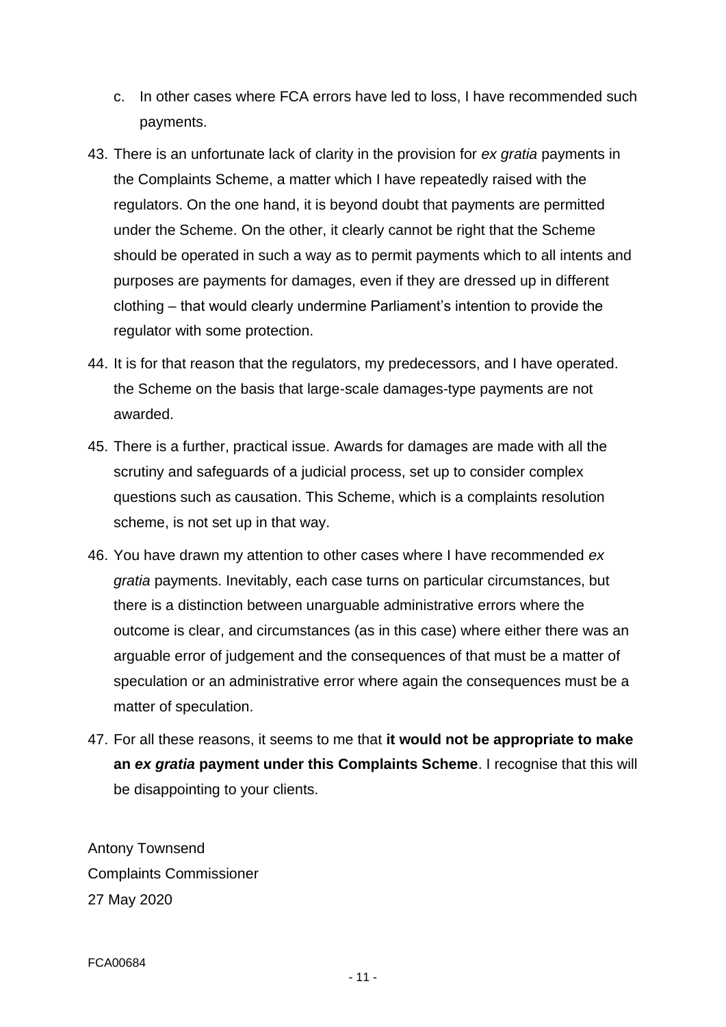c. In other cases where FCA errors have led to loss, I have recommended such payments.

43. There is an unfortunate lack of clarity in the provision for *ex gratia* payments in the Complaints Scheme, a matter which I have repeatedly raised with the regulators. On the one hand, it is beyond doubt that payments are permitted under the Scheme. On the other, it clearly cannot be right that the Scheme should be operated in such a way as to permit payments which to all intents and purposes are payments for damages, even if they are dressed up in different clothing – that would clearly undermine Parliament's intention to provide the regulator with some protection.

44. It is for that reason that the regulators, my predecessors, and I have operated. the Scheme on the basis that large-scale damages-type payments are not awarded.

45. There is a further, practical issue. Awards for damages are made with all the scrutiny and safeguards of a judicial process, set up to consider complex questions such as causation. This Scheme, which is a complaints resolution scheme, is not set up in that way.

46. You have drawn my attention to other cases where I have recommended *ex gratia* payments. Inevitably, each case turns on particular circumstances, but there is a distinction between unarguable administrative errors where the outcome is clear, and circumstances (as in this case) where either there was an arguable error of judgement and the consequences of that must be a matter of speculation or an administrative error where again the consequences must be a matter of speculation.

47. For all these reasons, it seems to me that **it would not be appropriate to make an *ex gratia* payment under this Complaints Scheme**. I recognise that this will be disappointing to your clients.

Antony Townsend
Complaints Commissioner
27 May 2020

FCA00684